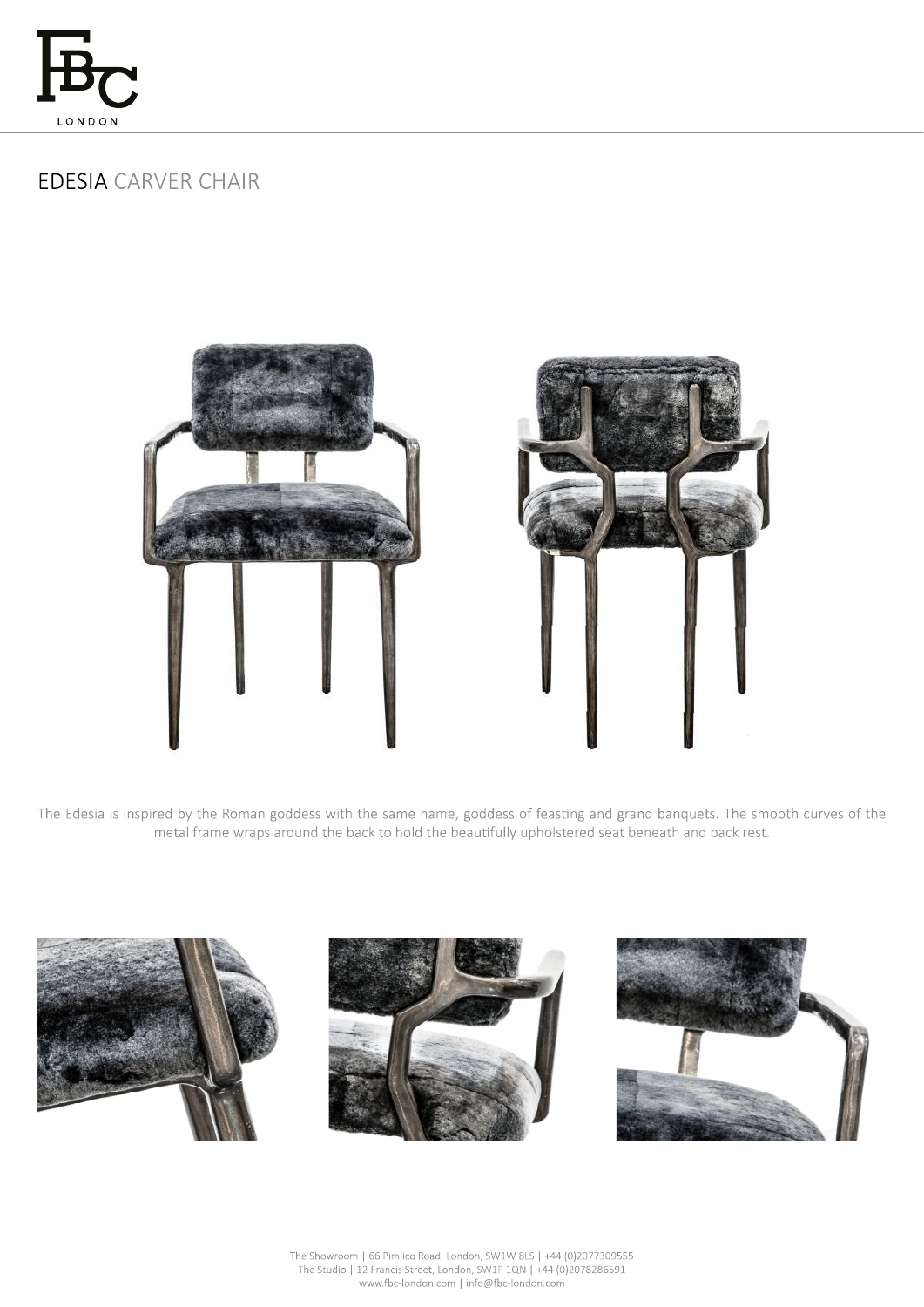# EDESIA CARVER CHAIR

The Edesia is inspired by the Roman goddess with the same name, goddess of feasting and grand banquets. The smooth curves of the metal frame wraps around the back to hold the beautifully upholstered seat beneath and back rest.

The Showroom | 66 Pimlico Road, London, SW1W 8LS | +44 (0)2077309555
The Studio | 12 Francis Street, London, SW1P 1QN | +44 (0)2078286591
www.fbc-london.com | info@fbc-london.com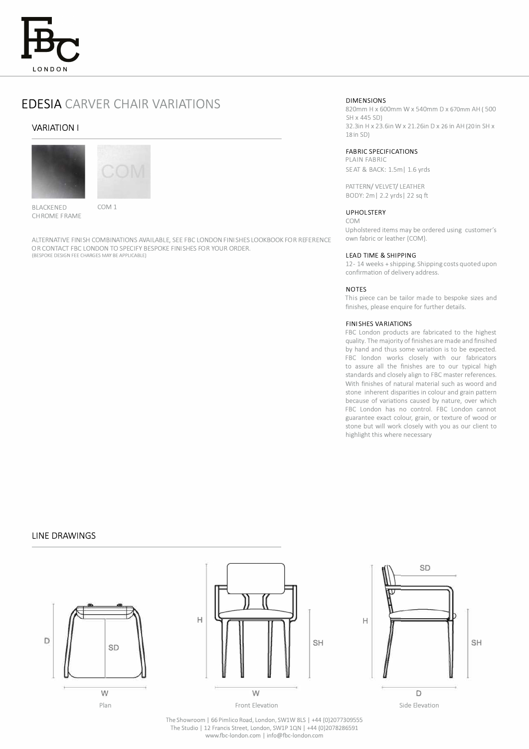# EDESIA CARVER CHAIR VARIATIONS

## VARIATION I

BLACKENED CHROME FRAME

COM 1

ALTERNATIVE FINISH COMBINATIONS AVAILABLE, SEE FBC LONDON FINISHES LOOKBOOK FOR REFERENCE OR CONTACT FBC LONDON TO SPECIFY BESPOKE FINISHES FOR YOUR ORDER.
(BESPOKE DESIGN FEE CHARGES MAY BE APPLICABLE)

### DIMENSIONS

820mm H x 600mm W x 540mm D x 670mm AH ( 500 SH x 445 SD)
32.3in H x 23.6in W x 21.26in D x 26 in AH (20in SH x 18in SD)

### FABRIC SPECIFICATIONS

PLAIN FABRIC
SEAT & BACK: 1.5m| 1.6 yrds

PATTERN/ VELVET/ LEATHER
BODY: 2m| 2.2 yrds| 22 sq ft

### UPHOLSTERY

COM
Upholstered items may be ordered using customer's own fabric or leather (COM).

### LEAD TIME & SHIPPING

12- 14 weeks + shipping. Shipping costs quoted upon confirmation of delivery address.

### NOTES

This piece can be tailor made to bespoke sizes and finishes, please enquire for further details.

### FINISHES VARIATIONS

FBC London products are fabricated to the highest quality. The majority of finishes are made and finsihed by hand and thus some variation is to be expected. FBC london works closely with our fabricators to assure all the finishes are to our typical high standards and closely align to FBC master references. With finishes of natural material such as woord and stone inherent disparities in colour and grain pattern because of variations caused by nature, over which FBC London has no control. FBC London cannot guarantee exact colour, grain, or texture of wood or stone but will work closely with you as our client to highlight this where necessary

## LINE DRAWINGS

D
SD
W
Plan

H
SH
W
Front Elevation

SD
H
SH
D
Side Elevation

The Showroom | 66 Pimlico Road, London, SW1W 8LS | +44 (0)2077309555
The Studio | 12 Francis Street, London, SW1P 1QN | +44 (0)2078286591
www.fbc-london.com | info@fbc-london.com